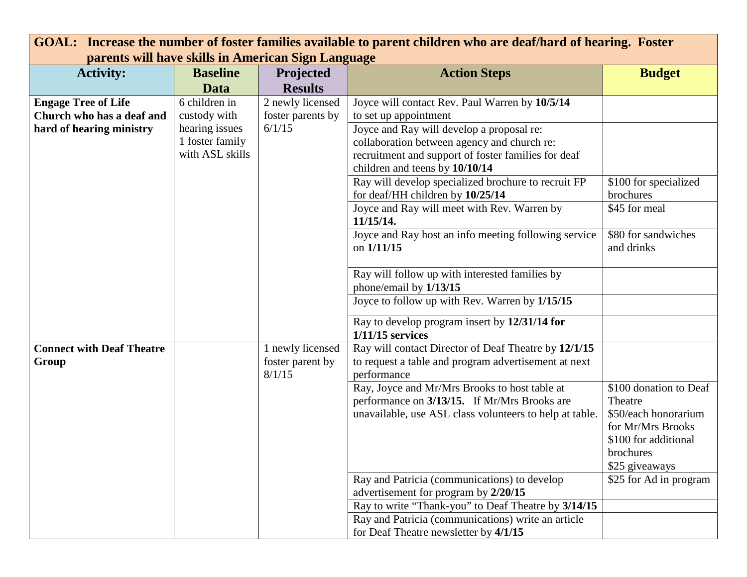**GOAL: Increase the number of foster families available to parent children who are deaf/hard of hearing. Foster parents will have skills in American Sign Language**

| Activity: | Baseline Data | Projected Results | Action Steps | Budget |
|---|---|---|---|---|
| **Engage Tree of Life Church who has a deaf and hard of hearing ministry** | 6 children in custody with hearing issues<br>1 foster family with ASL skills | 2 newly licensed foster parents by 6/1/15 | Joyce will contact Rev. Paul Warren by **10/5/14** to set up appointment | |
| | | | Joyce and Ray will develop a proposal re: collaboration between agency and church re: recruitment and support of foster families for deaf children and teens by **10/10/14** | |
| | | | Ray will develop specialized brochure to recruit FP for deaf/HH children by **10/25/14** | $100 for specialized brochures |
| | | | Joyce and Ray will meet with Rev. Warren by **11/15/14.** | $45 for meal |
| | | | Joyce and Ray host an info meeting following service on **1/11/15** | $80 for sandwiches and drinks |
| | | | Ray will follow up with interested families by phone/email by **1/13/15** | |
| | | | Joyce to follow up with Rev. Warren by **1/15/15** | |
| | | | Ray to develop program insert by **12/31/14 for 1/11/15 services** | |
| **Connect with Deaf Theatre Group** | | 1 newly licensed foster parent by 8/1/15 | Ray will contact Director of Deaf Theatre by **12/1/15** to request a table and program advertisement at next performance | |
| | | | Ray, Joyce and Mr/Mrs Brooks to host table at performance on **3/13/15.** If Mr/Mrs Brooks are unavailable, use ASL class volunteers to help at table. | $100 donation to Deaf Theatre<br>$50/each honorarium for Mr/Mrs Brooks<br>$100 for additional brochures<br>$25 giveaways |
| | | | Ray and Patricia (communications) to develop advertisement for program by **2/20/15** | $25 for Ad in program |
| | | | Ray to write "Thank-you" to Deaf Theatre by **3/14/15** | |
| | | | Ray and Patricia (communications) write an article for Deaf Theatre newsletter by **4/1/15** | |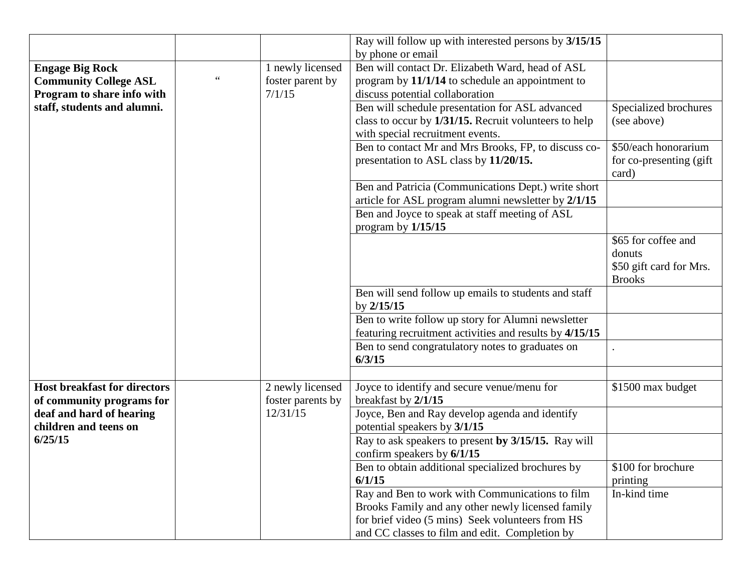| | | | | |
|---|---|---|---|---|
| | | | Ray will follow up with interested persons by **3/15/15** by phone or email | |
| **Engage Big Rock Community College ASL Program to share info with staff, students and alumni.** | " | 1 newly licensed foster parent by 7/1/15 | Ben will contact Dr. Elizabeth Ward, head of ASL program by **11/1/14** to schedule an appointment to discuss potential collaboration | |
| | | | Ben will schedule presentation for ASL advanced class to occur by **1/31/15.** Recruit volunteers to help with special recruitment events. | Specialized brochures (see above) |
| | | | Ben to contact Mr and Mrs Brooks, FP, to discuss co-presentation to ASL class by **11/20/15.** | $50/each honorarium for co-presenting (gift card) |
| | | | Ben and Patricia (Communications Dept.) write short article for ASL program alumni newsletter by **2/1/15** | |
| | | | Ben and Joyce to speak at staff meeting of ASL program by **1/15/15** | |
| | | | | $65 for coffee and donuts<br>$50 gift card for Mrs. Brooks |
| | | | Ben will send follow up emails to students and staff by **2/15/15** | |
| | | | Ben to write follow up story for Alumni newsletter featuring recruitment activities and results by **4/15/15** | |
| | | | Ben to send congratulatory notes to graduates on **6/3/15** | . |
| | | | | |
| **Host breakfast for directors of community programs for deaf and hard of hearing children and teens on 6/25/15** | | 2 newly licensed foster parents by 12/31/15 | Joyce to identify and secure venue/menu for breakfast by **2/1/15** | $1500 max budget |
| | | | Joyce, Ben and Ray develop agenda and identify potential speakers by **3/1/15** | |
| | | | Ray to ask speakers to present **by 3/15/15.** Ray will confirm speakers by **6/1/15** | |
| | | | Ben to obtain additional specialized brochures by **6/1/15** | $100 for brochure printing |
| | | | Ray and Ben to work with Communications to film Brooks Family and any other newly licensed family for brief video (5 mins) Seek volunteers from HS and CC classes to film and edit. Completion by | In-kind time |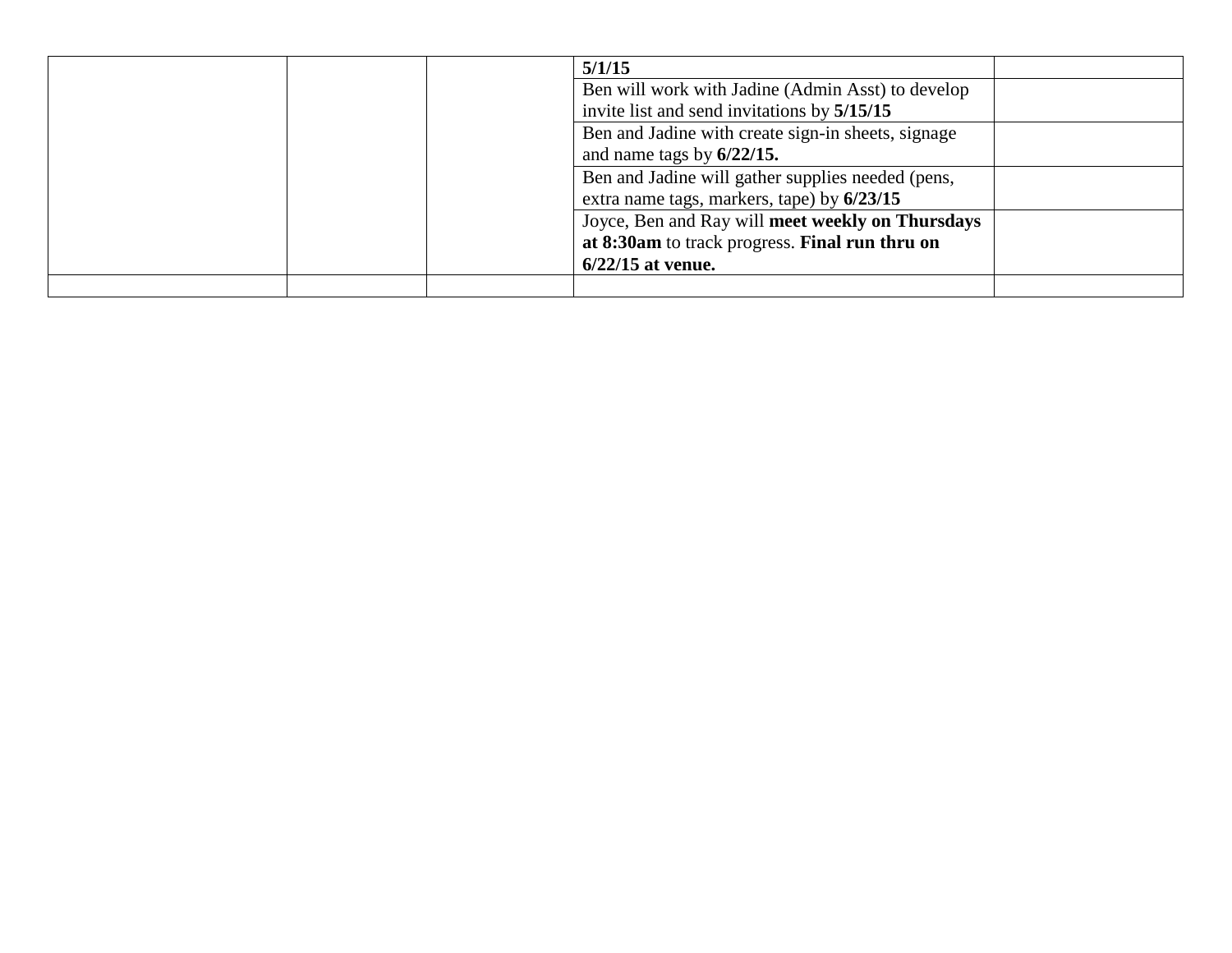| | | | | |
|---|---|---|---|---|
| | | | **5/1/15** | |
| | | | Ben will work with Jadine (Admin Asst) to develop invite list and send invitations by **5/15/15** | |
| | | | Ben and Jadine with create sign-in sheets, signage and name tags by **6/22/15.** | |
| | | | Ben and Jadine will gather supplies needed (pens, extra name tags, markers, tape) by **6/23/15** | |
| | | | Joyce, Ben and Ray will **meet weekly on Thursdays at 8:30am** to track progress. **Final run thru on 6/22/15 at venue.** | |
| | | | | |